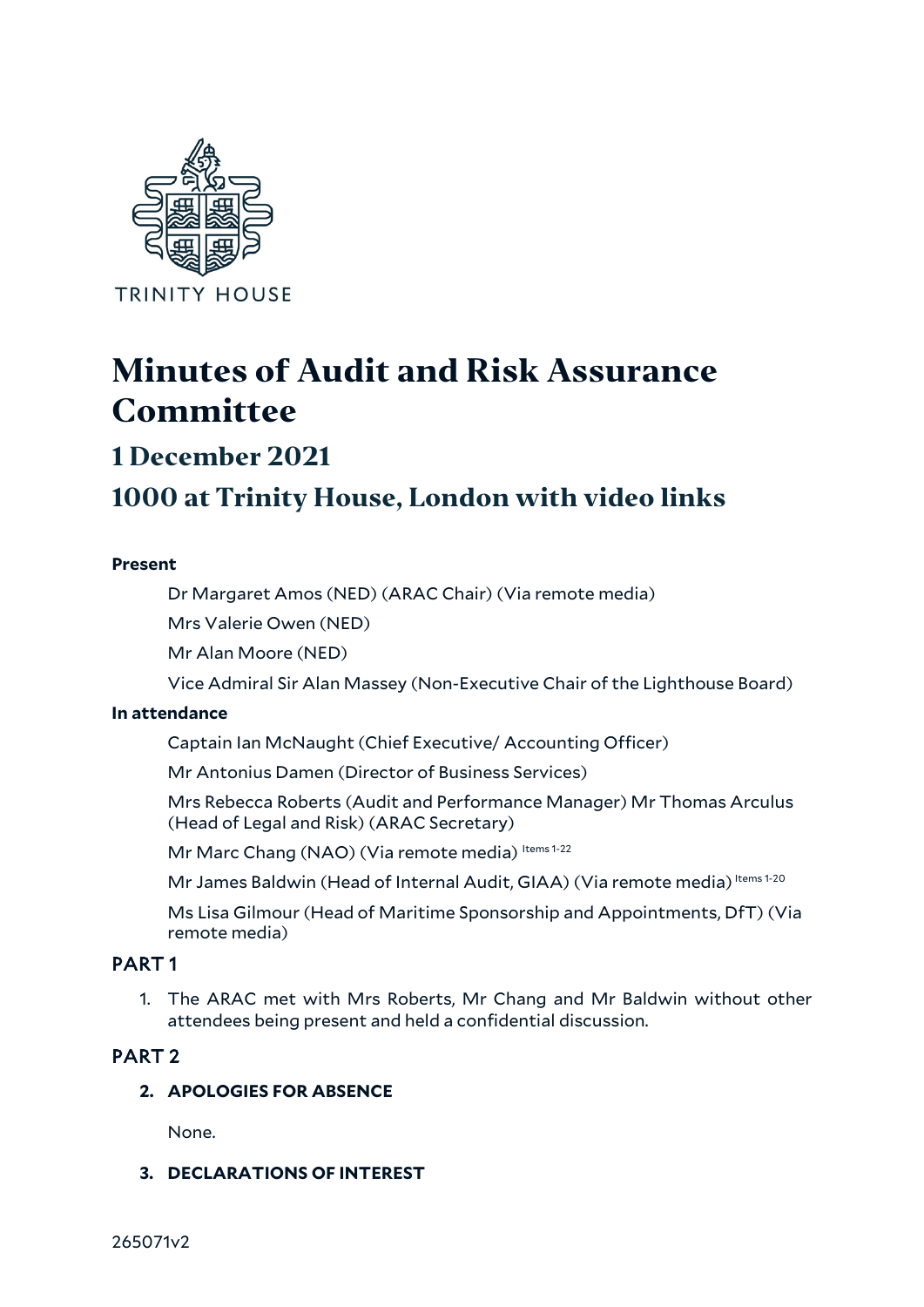TRINITY HOUSE

# Minutes of Audit and Risk Assurance Committee

## 1 December 2021

## 1000 at Trinity House, London with video links

**Present**

Dr Margaret Amos (NED) (ARAC Chair) (Via remote media)

Mrs Valerie Owen (NED)

Mr Alan Moore (NED)

Vice Admiral Sir Alan Massey (Non-Executive Chair of the Lighthouse Board)

**In attendance**

Captain Ian McNaught (Chief Executive/ Accounting Officer)

Mr Antonius Damen (Director of Business Services)

Mrs Rebecca Roberts (Audit and Performance Manager) Mr Thomas Arculus (Head of Legal and Risk) (ARAC Secretary)

Mr Marc Chang (NAO) (Via remote media) Items 1-22

Mr James Baldwin (Head of Internal Audit, GIAA) (Via remote media) Items 1-20

Ms Lisa Gilmour (Head of Maritime Sponsorship and Appointments, DfT) (Via remote media)

## PART 1

1. The ARAC met with Mrs Roberts, Mr Chang and Mr Baldwin without other attendees being present and held a confidential discussion.

## PART 2

2. **APOLOGIES FOR ABSENCE**

   None.

3. **DECLARATIONS OF INTEREST**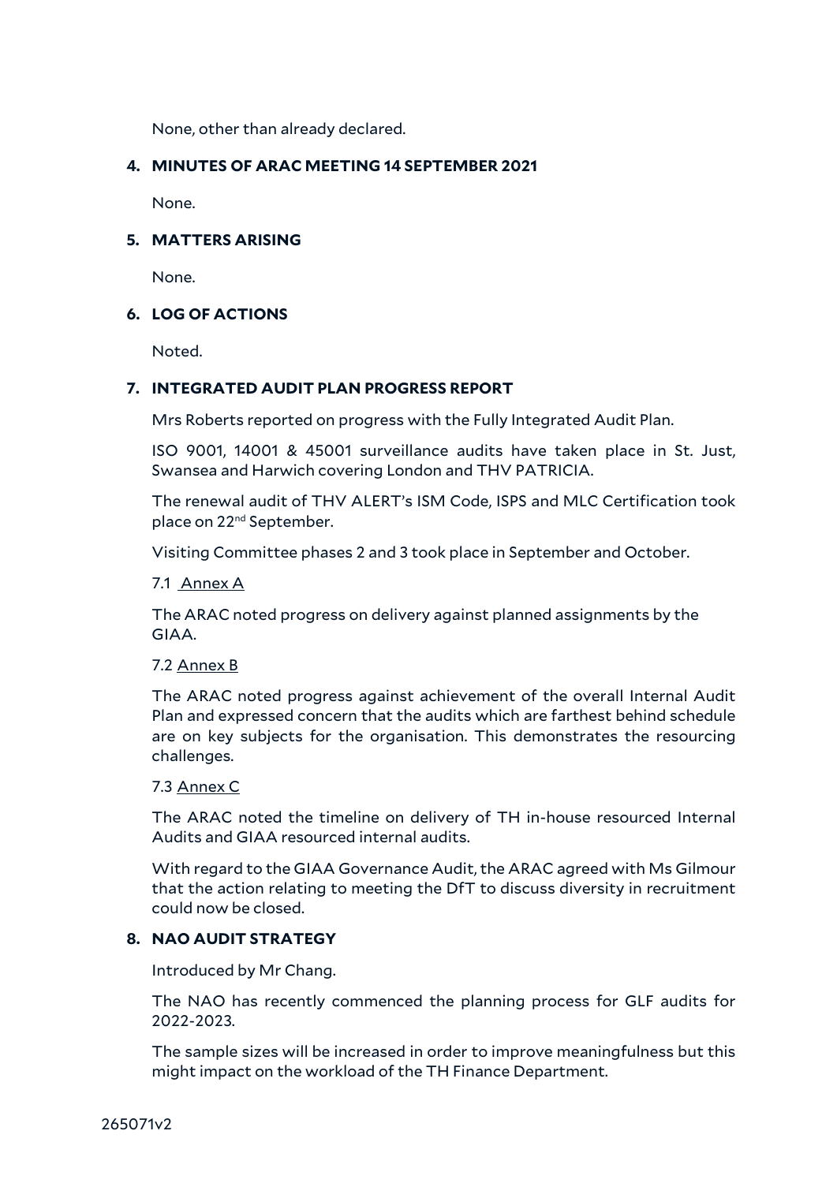None, other than already declared.

## 4. MINUTES OF ARAC MEETING 14 SEPTEMBER 2021

None.

## 5. MATTERS ARISING

None.

## 6. LOG OF ACTIONS

Noted.

## 7. INTEGRATED AUDIT PLAN PROGRESS REPORT

Mrs Roberts reported on progress with the Fully Integrated Audit Plan.

ISO 9001, 14001 & 45001 surveillance audits have taken place in St. Just, Swansea and Harwich covering London and THV PATRICIA.

The renewal audit of THV ALERT's ISM Code, ISPS and MLC Certification took place on 22nd September.

Visiting Committee phases 2 and 3 took place in September and October.

7.1 Annex A

The ARAC noted progress on delivery against planned assignments by the GIAA.

7.2 Annex B

The ARAC noted progress against achievement of the overall Internal Audit Plan and expressed concern that the audits which are farthest behind schedule are on key subjects for the organisation. This demonstrates the resourcing challenges.

7.3 Annex C

The ARAC noted the timeline on delivery of TH in-house resourced Internal Audits and GIAA resourced internal audits.

With regard to the GIAA Governance Audit, the ARAC agreed with Ms Gilmour that the action relating to meeting the DfT to discuss diversity in recruitment could now be closed.

## 8. NAO AUDIT STRATEGY

Introduced by Mr Chang.

The NAO has recently commenced the planning process for GLF audits for 2022-2023.

The sample sizes will be increased in order to improve meaningfulness but this might impact on the workload of the TH Finance Department.

265071v2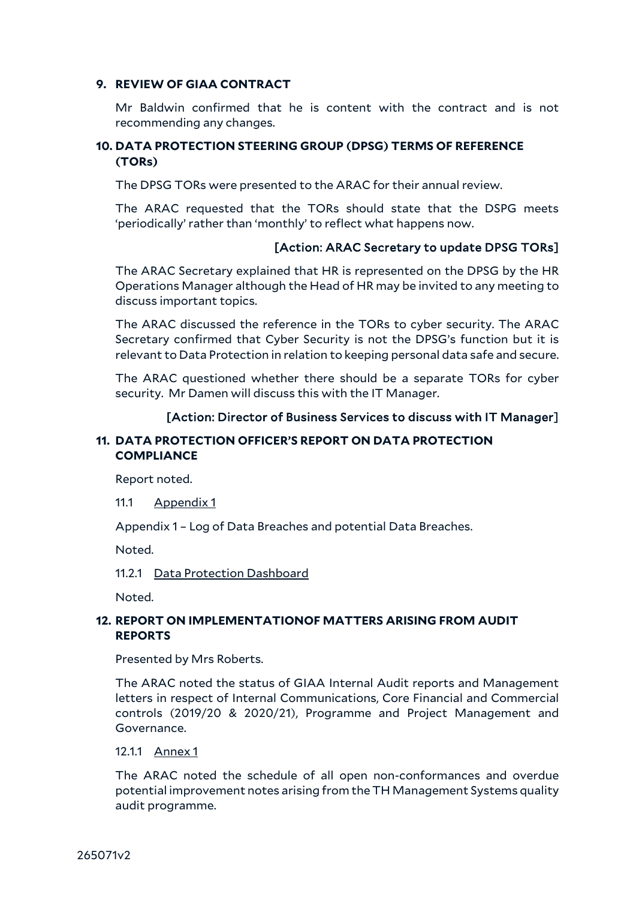**9. REVIEW OF GIAA CONTRACT**

Mr Baldwin confirmed that he is content with the contract and is not recommending any changes.

**10. DATA PROTECTION STEERING GROUP (DPSG) TERMS OF REFERENCE (TORs)**

The DPSG TORs were presented to the ARAC for their annual review.

The ARAC requested that the TORs should state that the DSPG meets 'periodically' rather than 'monthly' to reflect what happens now.

[Action: ARAC Secretary to update DPSG TORs]

The ARAC Secretary explained that HR is represented on the DPSG by the HR Operations Manager although the Head of HR may be invited to any meeting to discuss important topics.

The ARAC discussed the reference in the TORs to cyber security. The ARAC Secretary confirmed that Cyber Security is not the DPSG's function but it is relevant to Data Protection in relation to keeping personal data safe and secure.

The ARAC questioned whether there should be a separate TORs for cyber security. Mr Damen will discuss this with the IT Manager.

[Action: Director of Business Services to discuss with IT Manager]

**11. DATA PROTECTION OFFICER'S REPORT ON DATA PROTECTION COMPLIANCE**

Report noted.

11.1 Appendix 1

Appendix 1 – Log of Data Breaches and potential Data Breaches.

Noted.

11.2.1 Data Protection Dashboard

Noted.

**12. REPORT ON IMPLEMENTATIONOF MATTERS ARISING FROM AUDIT REPORTS**

Presented by Mrs Roberts.

The ARAC noted the status of GIAA Internal Audit reports and Management letters in respect of Internal Communications, Core Financial and Commercial controls (2019/20 & 2020/21), Programme and Project Management and Governance.

12.1.1 Annex 1

The ARAC noted the schedule of all open non-conformances and overdue potential improvement notes arising from the TH Management Systems quality audit programme.

265071v2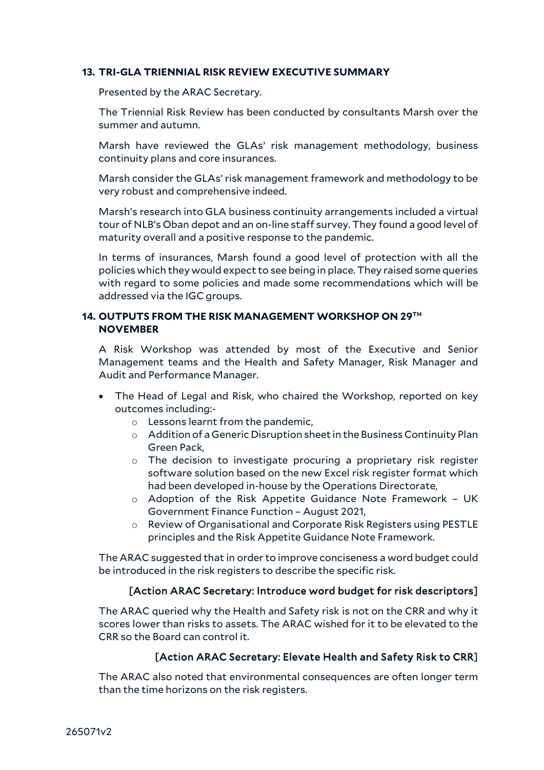## 13. TRI-GLA TRIENNIAL RISK REVIEW EXECUTIVE SUMMARY

Presented by the ARAC Secretary.

The Triennial Risk Review has been conducted by consultants Marsh over the summer and autumn.

Marsh have reviewed the GLAs' risk management methodology, business continuity plans and core insurances.

Marsh consider the GLAs' risk management framework and methodology to be very robust and comprehensive indeed.

Marsh's research into GLA business continuity arrangements included a virtual tour of NLB's Oban depot and an on-line staff survey. They found a good level of maturity overall and a positive response to the pandemic.

In terms of insurances, Marsh found a good level of protection with all the policies which they would expect to see being in place. They raised some queries with regard to some policies and made some recommendations which will be addressed via the IGC groups.

## 14. OUTPUTS FROM THE RISK MANAGEMENT WORKSHOP ON 29TH NOVEMBER

A Risk Workshop was attended by most of the Executive and Senior Management teams and the Health and Safety Manager, Risk Manager and Audit and Performance Manager.

- The Head of Legal and Risk, who chaired the Workshop, reported on key outcomes including:-
  - Lessons learnt from the pandemic,
  - Addition of a Generic Disruption sheet in the Business Continuity Plan Green Pack,
  - The decision to investigate procuring a proprietary risk register software solution based on the new Excel risk register format which had been developed in-house by the Operations Directorate,
  - Adoption of the Risk Appetite Guidance Note Framework – UK Government Finance Function – August 2021,
  - Review of Organisational and Corporate Risk Registers using PESTLE principles and the Risk Appetite Guidance Note Framework.

The ARAC suggested that in order to improve conciseness a word budget could be introduced in the risk registers to describe the specific risk.

[Action ARAC Secretary: Introduce word budget for risk descriptors]

The ARAC queried why the Health and Safety risk is not on the CRR and why it scores lower than risks to assets. The ARAC wished for it to be elevated to the CRR so the Board can control it.

[Action ARAC Secretary: Elevate Health and Safety Risk to CRR]

The ARAC also noted that environmental consequences are often longer term than the time horizons on the risk registers.

265071v2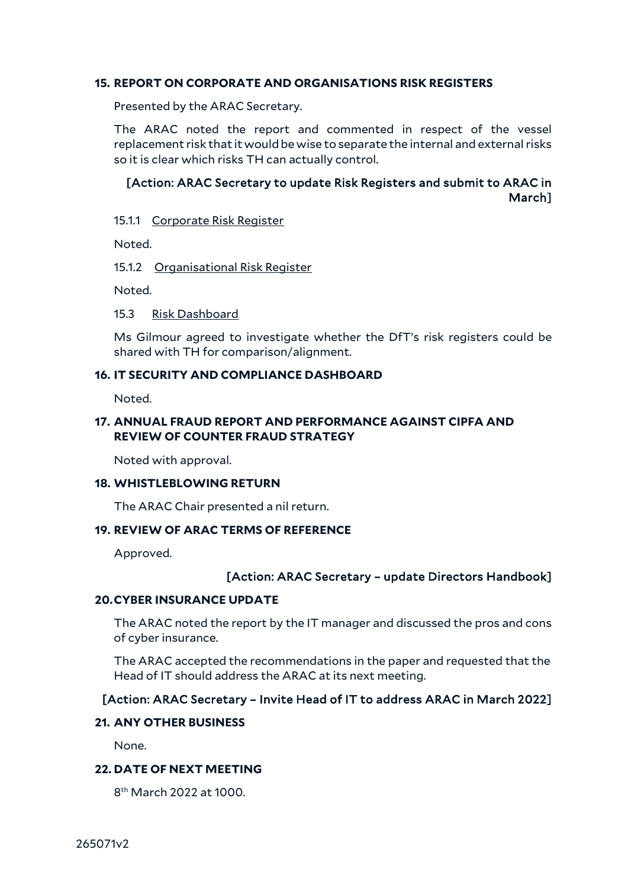## 15. REPORT ON CORPORATE AND ORGANISATIONS RISK REGISTERS

Presented by the ARAC Secretary.

The ARAC noted the report and commented in respect of the vessel replacement risk that it would be wise to separate the internal and external risks so it is clear which risks TH can actually control.

**[Action: ARAC Secretary to update Risk Registers and submit to ARAC in March]**

15.1.1 Corporate Risk Register

Noted.

15.1.2 Organisational Risk Register

Noted.

15.3 Risk Dashboard

Ms Gilmour agreed to investigate whether the DfT's risk registers could be shared with TH for comparison/alignment.

## 16. IT SECURITY AND COMPLIANCE DASHBOARD

Noted.

## 17. ANNUAL FRAUD REPORT AND PERFORMANCE AGAINST CIPFA AND REVIEW OF COUNTER FRAUD STRATEGY

Noted with approval.

## 18. WHISTLEBLOWING RETURN

The ARAC Chair presented a nil return.

## 19. REVIEW OF ARAC TERMS OF REFERENCE

Approved.

**[Action: ARAC Secretary – update Directors Handbook]**

## 20. CYBER INSURANCE UPDATE

The ARAC noted the report by the IT manager and discussed the pros and cons of cyber insurance.

The ARAC accepted the recommendations in the paper and requested that the Head of IT should address the ARAC at its next meeting.

**[Action: ARAC Secretary – Invite Head of IT to address ARAC in March 2022]**

## 21. ANY OTHER BUSINESS

None.

## 22. DATE OF NEXT MEETING

8th March 2022 at 1000.

265071v2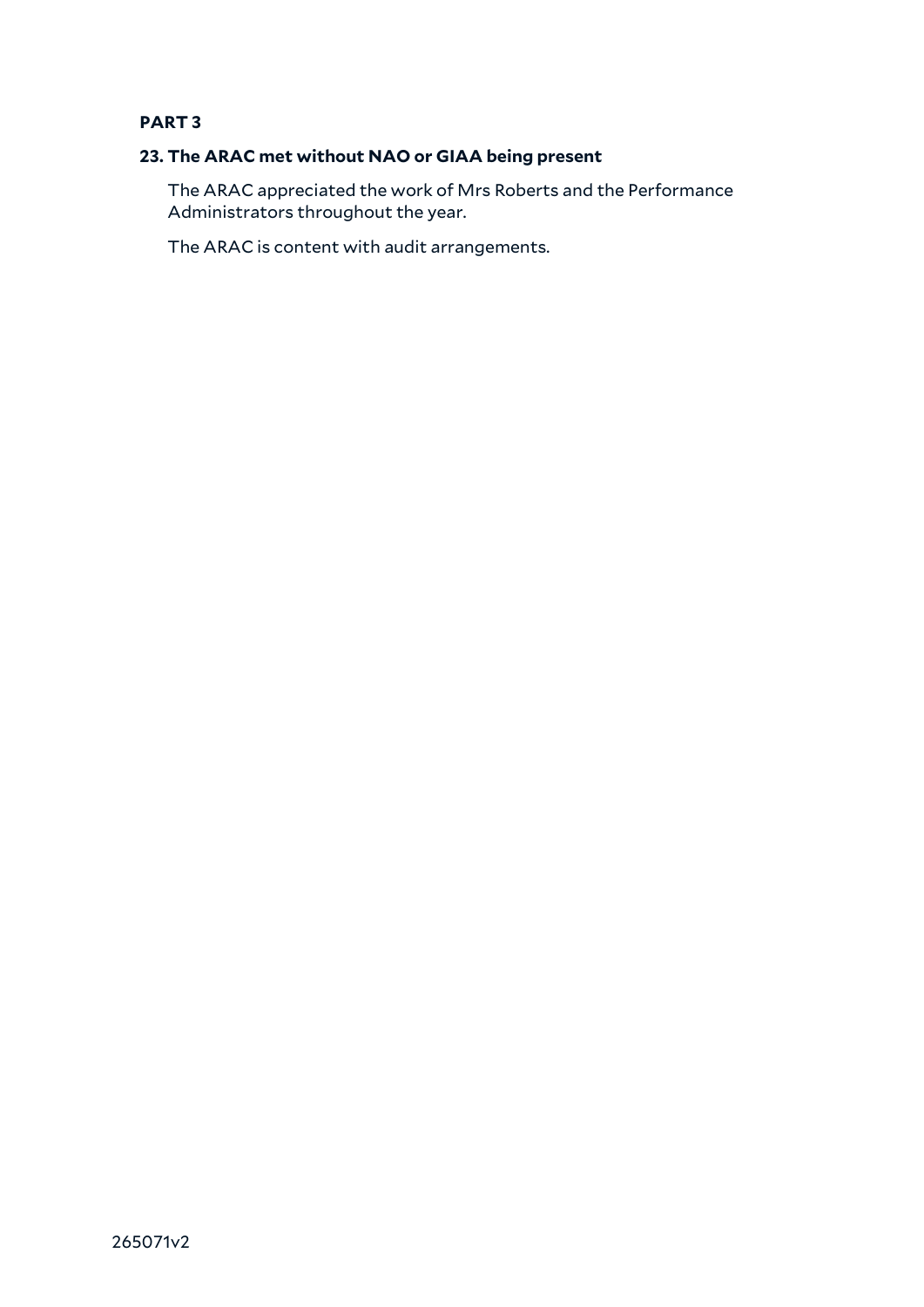**PART 3**

**23. The ARAC met without NAO or GIAA being present**

The ARAC appreciated the work of Mrs Roberts and the Performance Administrators throughout the year.

The ARAC is content with audit arrangements.

265071v2